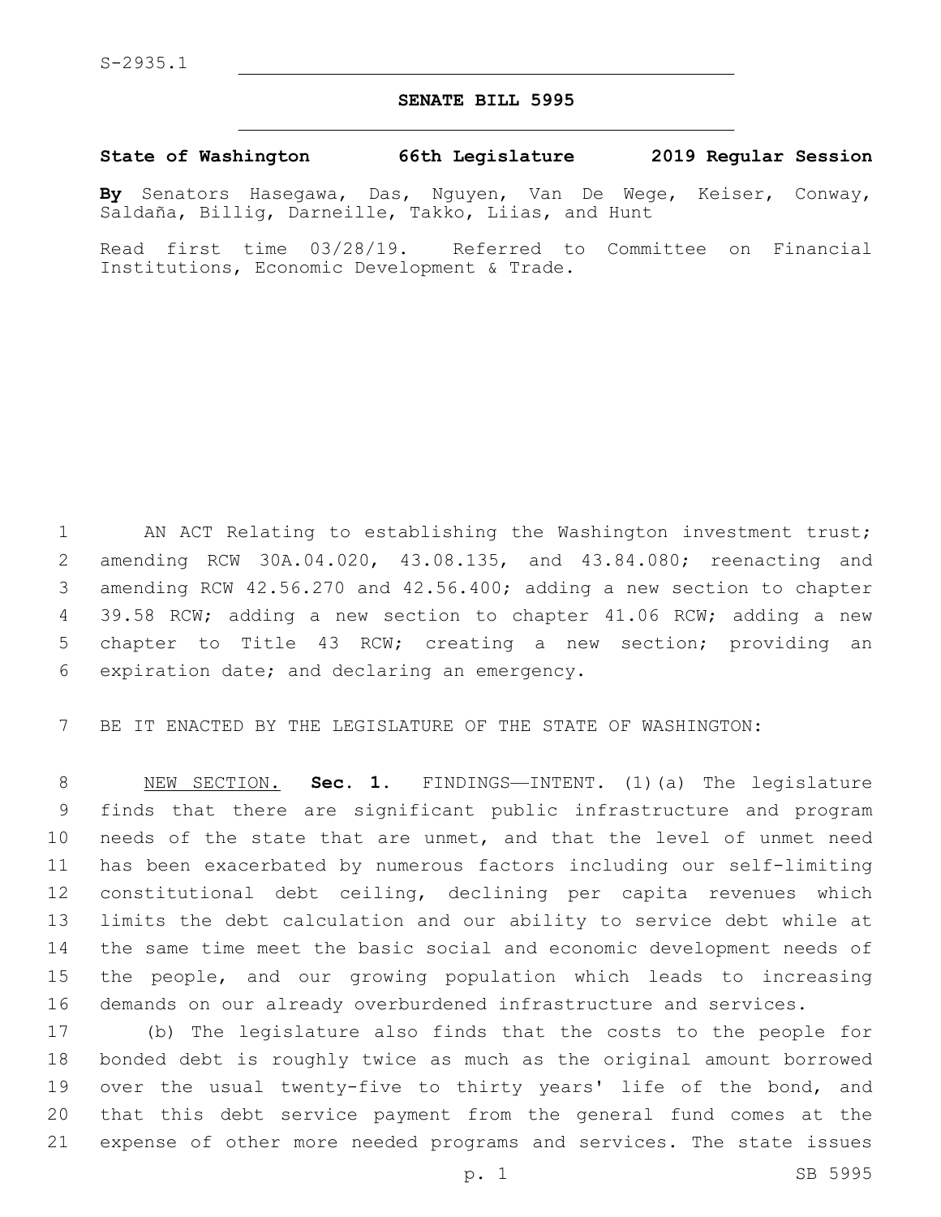S-2935.1

# SENATE BILL 5995

**State of Washington 66th Legislature 2019 Regular Session**

**By** Senators Hasegawa, Das, Nguyen, Van De Wege, Keiser, Conway, Saldaña, Billig, Darneille, Takko, Liias, and Hunt

Read first time 03/28/19. Referred to Committee on Financial Institutions, Economic Development & Trade.

AN ACT Relating to establishing the Washington investment trust; amending RCW 30A.04.020, 43.08.135, and 43.84.080; reenacting and amending RCW 42.56.270 and 42.56.400; adding a new section to chapter 39.58 RCW; adding a new section to chapter 41.06 RCW; adding a new chapter to Title 43 RCW; creating a new section; providing an expiration date; and declaring an emergency.

BE IT ENACTED BY THE LEGISLATURE OF THE STATE OF WASHINGTON:

NEW SECTION. **Sec. 1.** FINDINGS—INTENT. (1)(a) The legislature finds that there are significant public infrastructure and program needs of the state that are unmet, and that the level of unmet need has been exacerbated by numerous factors including our self-limiting constitutional debt ceiling, declining per capita revenues which limits the debt calculation and our ability to service debt while at the same time meet the basic social and economic development needs of the people, and our growing population which leads to increasing demands on our already overburdened infrastructure and services.

(b) The legislature also finds that the costs to the people for bonded debt is roughly twice as much as the original amount borrowed over the usual twenty-five to thirty years' life of the bond, and that this debt service payment from the general fund comes at the expense of other more needed programs and services. The state issues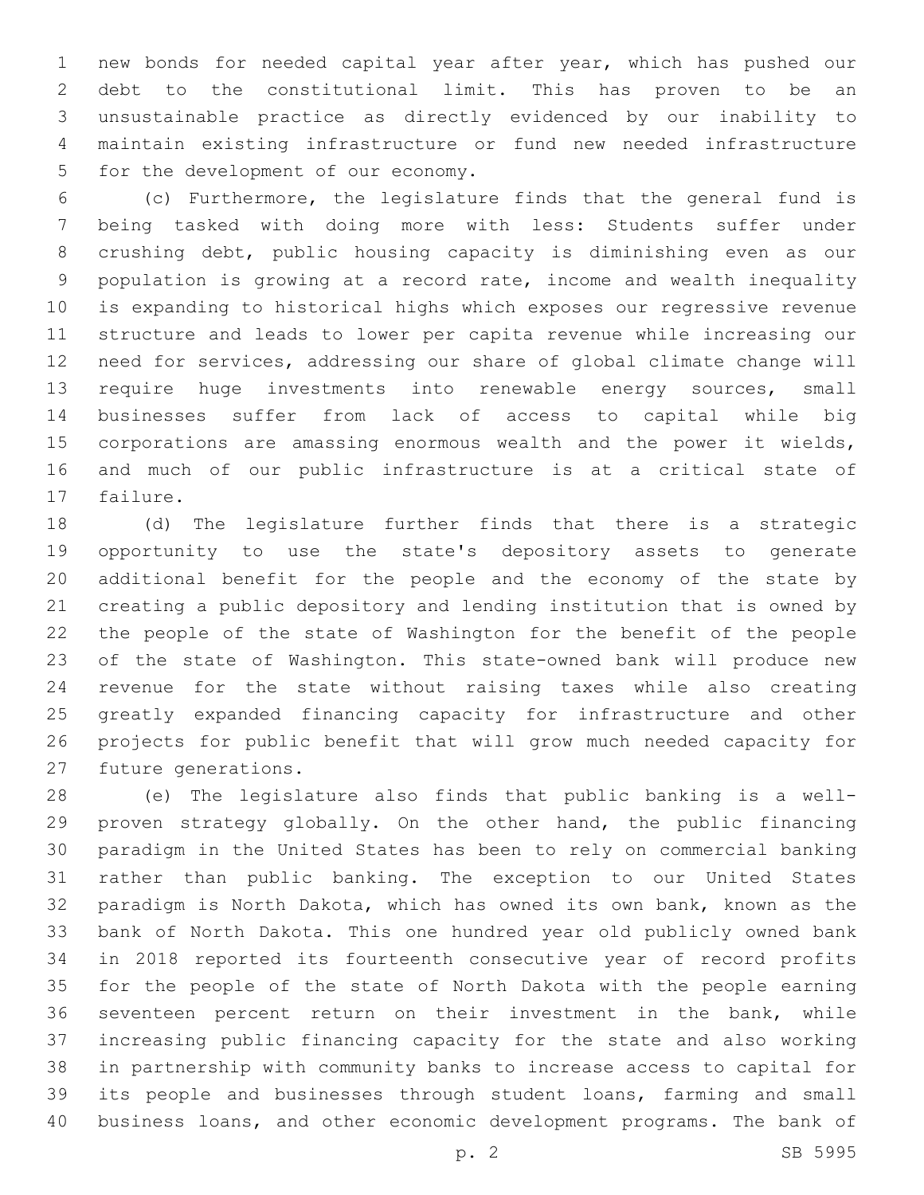new bonds for needed capital year after year, which has pushed our debt to the constitutional limit. This has proven to be an unsustainable practice as directly evidenced by our inability to maintain existing infrastructure or fund new needed infrastructure for the development of our economy.

(c) Furthermore, the legislature finds that the general fund is being tasked with doing more with less: Students suffer under crushing debt, public housing capacity is diminishing even as our population is growing at a record rate, income and wealth inequality is expanding to historical highs which exposes our regressive revenue structure and leads to lower per capita revenue while increasing our need for services, addressing our share of global climate change will require huge investments into renewable energy sources, small businesses suffer from lack of access to capital while big corporations are amassing enormous wealth and the power it wields, and much of our public infrastructure is at a critical state of failure.

(d) The legislature further finds that there is a strategic opportunity to use the state's depository assets to generate additional benefit for the people and the economy of the state by creating a public depository and lending institution that is owned by the people of the state of Washington for the benefit of the people of the state of Washington. This state-owned bank will produce new revenue for the state without raising taxes while also creating greatly expanded financing capacity for infrastructure and other projects for public benefit that will grow much needed capacity for future generations.

(e) The legislature also finds that public banking is a well-proven strategy globally. On the other hand, the public financing paradigm in the United States has been to rely on commercial banking rather than public banking. The exception to our United States paradigm is North Dakota, which has owned its own bank, known as the bank of North Dakota. This one hundred year old publicly owned bank in 2018 reported its fourteenth consecutive year of record profits for the people of the state of North Dakota with the people earning seventeen percent return on their investment in the bank, while increasing public financing capacity for the state and also working in partnership with community banks to increase access to capital for its people and businesses through student loans, farming and small business loans, and other economic development programs. The bank of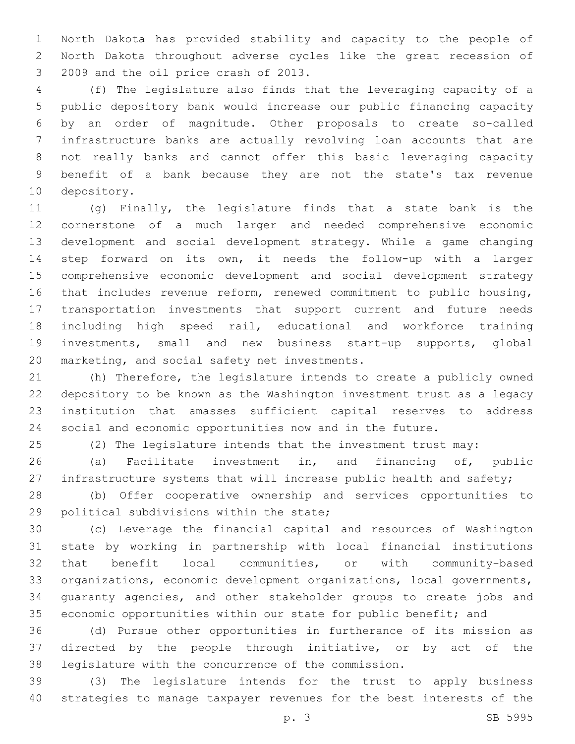North Dakota has provided stability and capacity to the people of North Dakota throughout adverse cycles like the great recession of 2009 and the oil price crash of 2013.

(f) The legislature also finds that the leveraging capacity of a public depository bank would increase our public financing capacity by an order of magnitude. Other proposals to create so-called infrastructure banks are actually revolving loan accounts that are not really banks and cannot offer this basic leveraging capacity benefit of a bank because they are not the state's tax revenue depository.

(g) Finally, the legislature finds that a state bank is the cornerstone of a much larger and needed comprehensive economic development and social development strategy. While a game changing step forward on its own, it needs the follow-up with a larger comprehensive economic development and social development strategy that includes revenue reform, renewed commitment to public housing, transportation investments that support current and future needs including high speed rail, educational and workforce training investments, small and new business start-up supports, global marketing, and social safety net investments.

(h) Therefore, the legislature intends to create a publicly owned depository to be known as the Washington investment trust as a legacy institution that amasses sufficient capital reserves to address social and economic opportunities now and in the future.

(2) The legislature intends that the investment trust may:

(a) Facilitate investment in, and financing of, public infrastructure systems that will increase public health and safety;

(b) Offer cooperative ownership and services opportunities to political subdivisions within the state;

(c) Leverage the financial capital and resources of Washington state by working in partnership with local financial institutions that benefit local communities, or with community-based organizations, economic development organizations, local governments, guaranty agencies, and other stakeholder groups to create jobs and economic opportunities within our state for public benefit; and

(d) Pursue other opportunities in furtherance of its mission as directed by the people through initiative, or by act of the legislature with the concurrence of the commission.

(3) The legislature intends for the trust to apply business strategies to manage taxpayer revenues for the best interests of the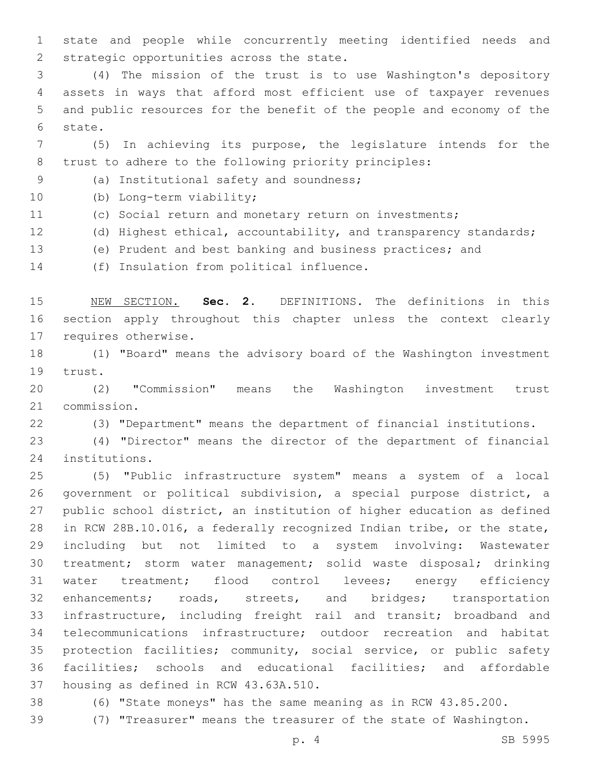state and people while concurrently meeting identified needs and strategic opportunities across the state.

(4) The mission of the trust is to use Washington's depository assets in ways that afford most efficient use of taxpayer revenues and public resources for the benefit of the people and economy of the state.

(5) In achieving its purpose, the legislature intends for the trust to adhere to the following priority principles:

(a) Institutional safety and soundness;

(b) Long-term viability;

(c) Social return and monetary return on investments;

(d) Highest ethical, accountability, and transparency standards;

(e) Prudent and best banking and business practices; and

(f) Insulation from political influence.

NEW SECTION. **Sec. 2.** DEFINITIONS. The definitions in this section apply throughout this chapter unless the context clearly requires otherwise.

(1) "Board" means the advisory board of the Washington investment trust.

(2) "Commission" means the Washington investment trust commission.

(3) "Department" means the department of financial institutions.

(4) "Director" means the director of the department of financial institutions.

(5) "Public infrastructure system" means a system of a local government or political subdivision, a special purpose district, a public school district, an institution of higher education as defined in RCW 28B.10.016, a federally recognized Indian tribe, or the state, including but not limited to a system involving: Wastewater treatment; storm water management; solid waste disposal; drinking water treatment; flood control levees; energy efficiency enhancements; roads, streets, and bridges; transportation infrastructure, including freight rail and transit; broadband and telecommunications infrastructure; outdoor recreation and habitat protection facilities; community, social service, or public safety facilities; schools and educational facilities; and affordable housing as defined in RCW 43.63A.510.

(6) "State moneys" has the same meaning as in RCW 43.85.200.

(7) "Treasurer" means the treasurer of the state of Washington.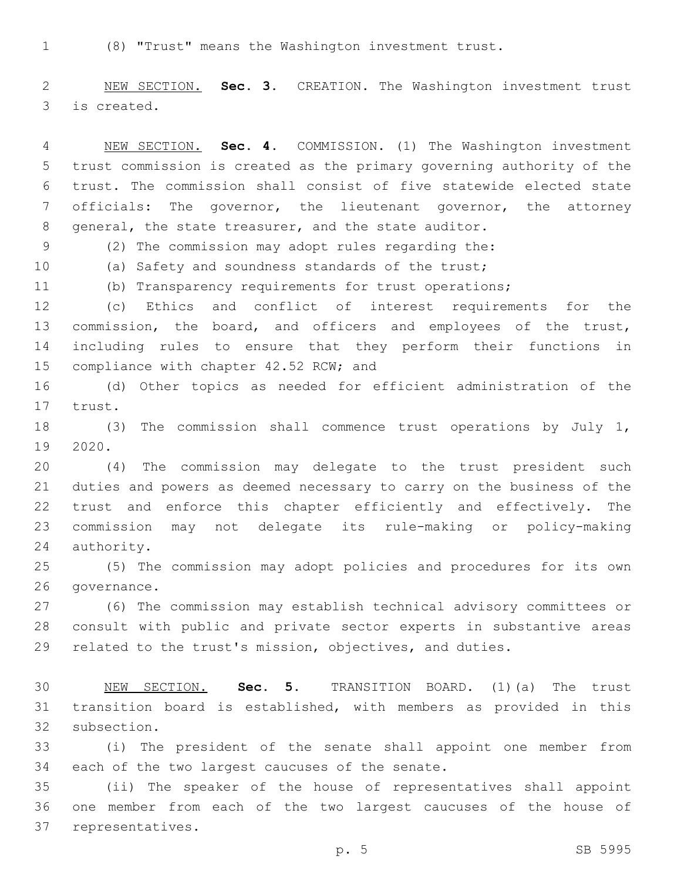(8) "Trust" means the Washington investment trust.

NEW SECTION. **Sec. 3.** CREATION. The Washington investment trust is created.

NEW SECTION. **Sec. 4.** COMMISSION. (1) The Washington investment trust commission is created as the primary governing authority of the trust. The commission shall consist of five statewide elected state officials: The governor, the lieutenant governor, the attorney general, the state treasurer, and the state auditor.

(2) The commission may adopt rules regarding the:

(a) Safety and soundness standards of the trust;

(b) Transparency requirements for trust operations;

(c) Ethics and conflict of interest requirements for the commission, the board, and officers and employees of the trust, including rules to ensure that they perform their functions in compliance with chapter 42.52 RCW; and

(d) Other topics as needed for efficient administration of the trust.

(3) The commission shall commence trust operations by July 1, 2020.

(4) The commission may delegate to the trust president such duties and powers as deemed necessary to carry on the business of the trust and enforce this chapter efficiently and effectively. The commission may not delegate its rule-making or policy-making authority.

(5) The commission may adopt policies and procedures for its own governance.

(6) The commission may establish technical advisory committees or consult with public and private sector experts in substantive areas related to the trust's mission, objectives, and duties.

NEW SECTION. **Sec. 5.** TRANSITION BOARD. (1)(a) The trust transition board is established, with members as provided in this subsection.

(i) The president of the senate shall appoint one member from each of the two largest caucuses of the senate.

(ii) The speaker of the house of representatives shall appoint one member from each of the two largest caucuses of the house of representatives.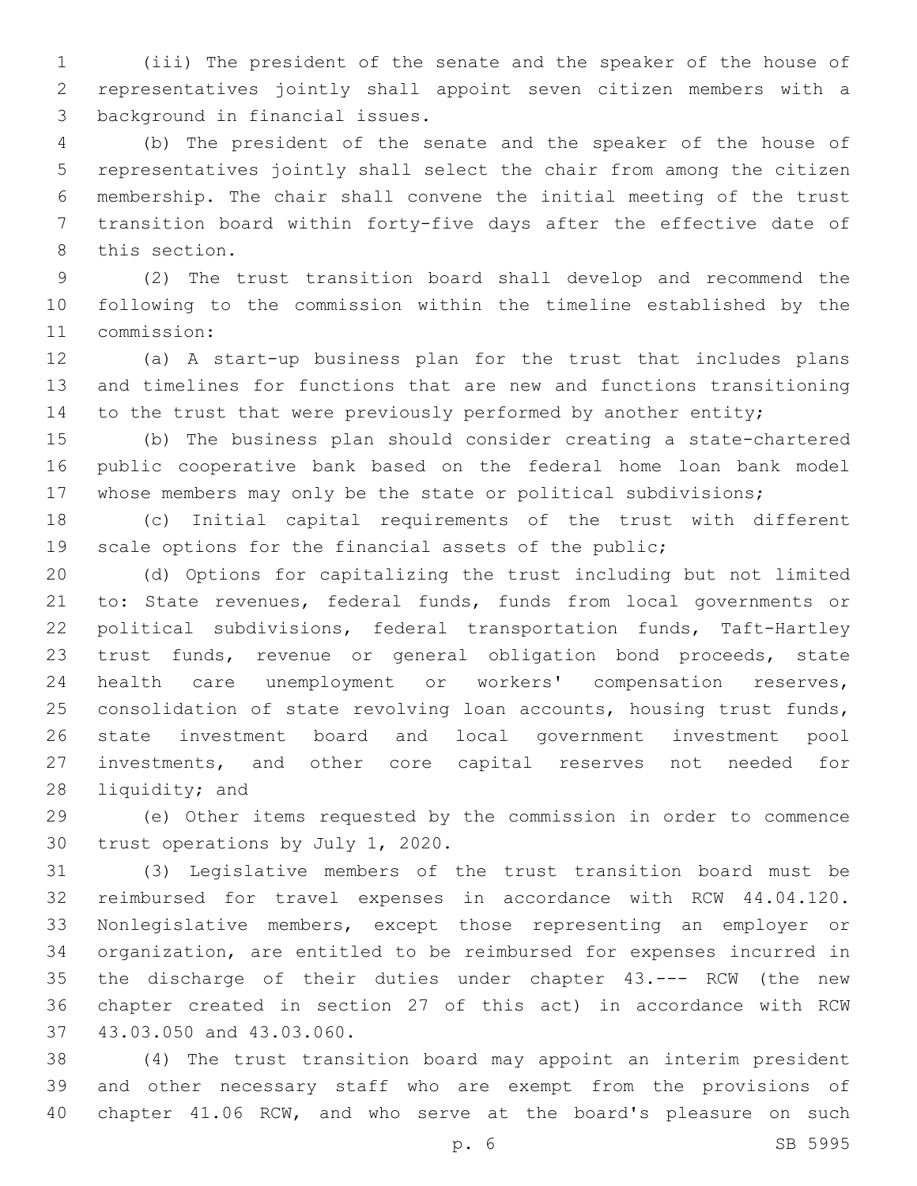(iii) The president of the senate and the speaker of the house of representatives jointly shall appoint seven citizen members with a background in financial issues.

(b) The president of the senate and the speaker of the house of representatives jointly shall select the chair from among the citizen membership. The chair shall convene the initial meeting of the trust transition board within forty-five days after the effective date of this section.

(2) The trust transition board shall develop and recommend the following to the commission within the timeline established by the commission:

(a) A start-up business plan for the trust that includes plans and timelines for functions that are new and functions transitioning to the trust that were previously performed by another entity;

(b) The business plan should consider creating a state-chartered public cooperative bank based on the federal home loan bank model whose members may only be the state or political subdivisions;

(c) Initial capital requirements of the trust with different scale options for the financial assets of the public;

(d) Options for capitalizing the trust including but not limited to: State revenues, federal funds, funds from local governments or political subdivisions, federal transportation funds, Taft-Hartley trust funds, revenue or general obligation bond proceeds, state health care unemployment or workers' compensation reserves, consolidation of state revolving loan accounts, housing trust funds, state investment board and local government investment pool investments, and other core capital reserves not needed for liquidity; and

(e) Other items requested by the commission in order to commence trust operations by July 1, 2020.

(3) Legislative members of the trust transition board must be reimbursed for travel expenses in accordance with RCW 44.04.120. Nonlegislative members, except those representing an employer or organization, are entitled to be reimbursed for expenses incurred in the discharge of their duties under chapter 43.--- RCW (the new chapter created in section 27 of this act) in accordance with RCW 43.03.050 and 43.03.060.

(4) The trust transition board may appoint an interim president and other necessary staff who are exempt from the provisions of chapter 41.06 RCW, and who serve at the board's pleasure on such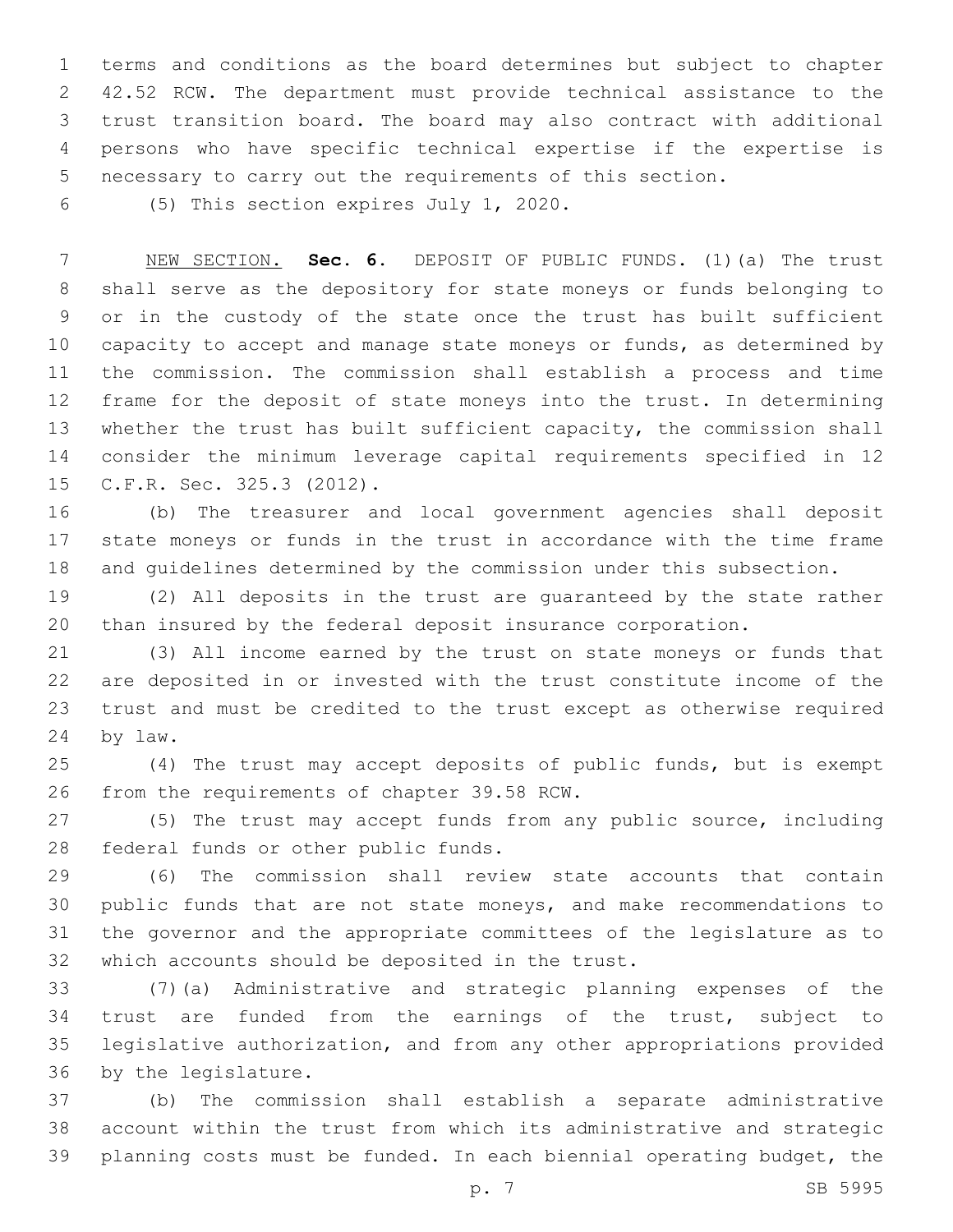terms and conditions as the board determines but subject to chapter 42.52 RCW. The department must provide technical assistance to the trust transition board. The board may also contract with additional persons who have specific technical expertise if the expertise is necessary to carry out the requirements of this section.

(5) This section expires July 1, 2020.

NEW SECTION. **Sec. 6.** DEPOSIT OF PUBLIC FUNDS. (1)(a) The trust shall serve as the depository for state moneys or funds belonging to or in the custody of the state once the trust has built sufficient capacity to accept and manage state moneys or funds, as determined by the commission. The commission shall establish a process and time frame for the deposit of state moneys into the trust. In determining whether the trust has built sufficient capacity, the commission shall consider the minimum leverage capital requirements specified in 12 C.F.R. Sec. 325.3 (2012).

(b) The treasurer and local government agencies shall deposit state moneys or funds in the trust in accordance with the time frame and guidelines determined by the commission under this subsection.

(2) All deposits in the trust are guaranteed by the state rather than insured by the federal deposit insurance corporation.

(3) All income earned by the trust on state moneys or funds that are deposited in or invested with the trust constitute income of the trust and must be credited to the trust except as otherwise required by law.

(4) The trust may accept deposits of public funds, but is exempt from the requirements of chapter 39.58 RCW.

(5) The trust may accept funds from any public source, including federal funds or other public funds.

(6) The commission shall review state accounts that contain public funds that are not state moneys, and make recommendations to the governor and the appropriate committees of the legislature as to which accounts should be deposited in the trust.

(7)(a) Administrative and strategic planning expenses of the trust are funded from the earnings of the trust, subject to legislative authorization, and from any other appropriations provided by the legislature.

(b) The commission shall establish a separate administrative account within the trust from which its administrative and strategic planning costs must be funded. In each biennial operating budget, the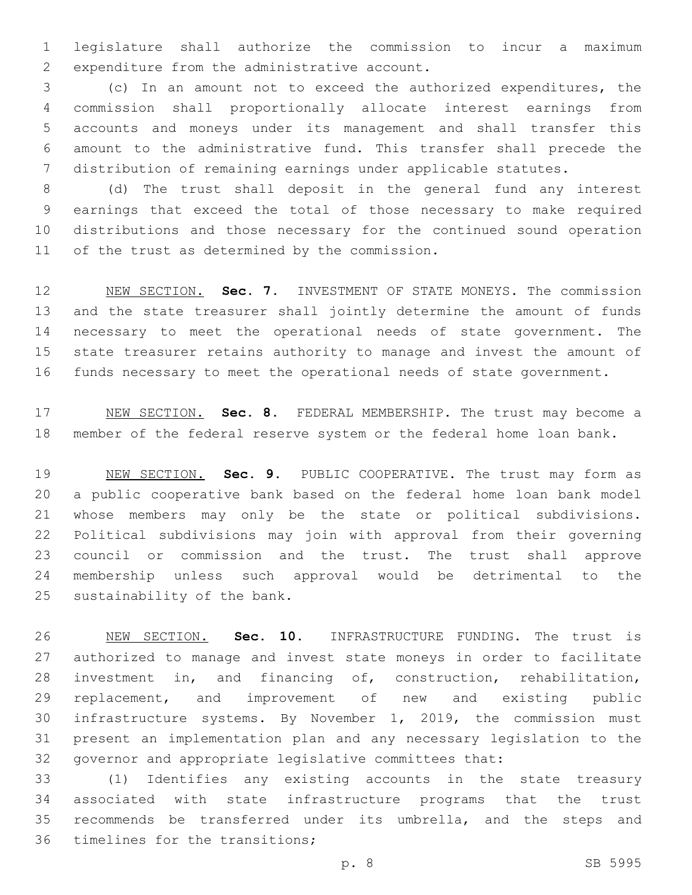legislature shall authorize the commission to incur a maximum expenditure from the administrative account.

(c) In an amount not to exceed the authorized expenditures, the commission shall proportionally allocate interest earnings from accounts and moneys under its management and shall transfer this amount to the administrative fund. This transfer shall precede the distribution of remaining earnings under applicable statutes.

(d) The trust shall deposit in the general fund any interest earnings that exceed the total of those necessary to make required distributions and those necessary for the continued sound operation of the trust as determined by the commission.

NEW SECTION. **Sec. 7.** INVESTMENT OF STATE MONEYS. The commission and the state treasurer shall jointly determine the amount of funds necessary to meet the operational needs of state government. The state treasurer retains authority to manage and invest the amount of funds necessary to meet the operational needs of state government.

NEW SECTION. **Sec. 8.** FEDERAL MEMBERSHIP. The trust may become a member of the federal reserve system or the federal home loan bank.

NEW SECTION. **Sec. 9.** PUBLIC COOPERATIVE. The trust may form as a public cooperative bank based on the federal home loan bank model whose members may only be the state or political subdivisions. Political subdivisions may join with approval from their governing council or commission and the trust. The trust shall approve membership unless such approval would be detrimental to the sustainability of the bank.

NEW SECTION. **Sec. 10.** INFRASTRUCTURE FUNDING. The trust is authorized to manage and invest state moneys in order to facilitate investment in, and financing of, construction, rehabilitation, replacement, and improvement of new and existing public infrastructure systems. By November 1, 2019, the commission must present an implementation plan and any necessary legislation to the governor and appropriate legislative committees that:

(1) Identifies any existing accounts in the state treasury associated with state infrastructure programs that the trust recommends be transferred under its umbrella, and the steps and timelines for the transitions;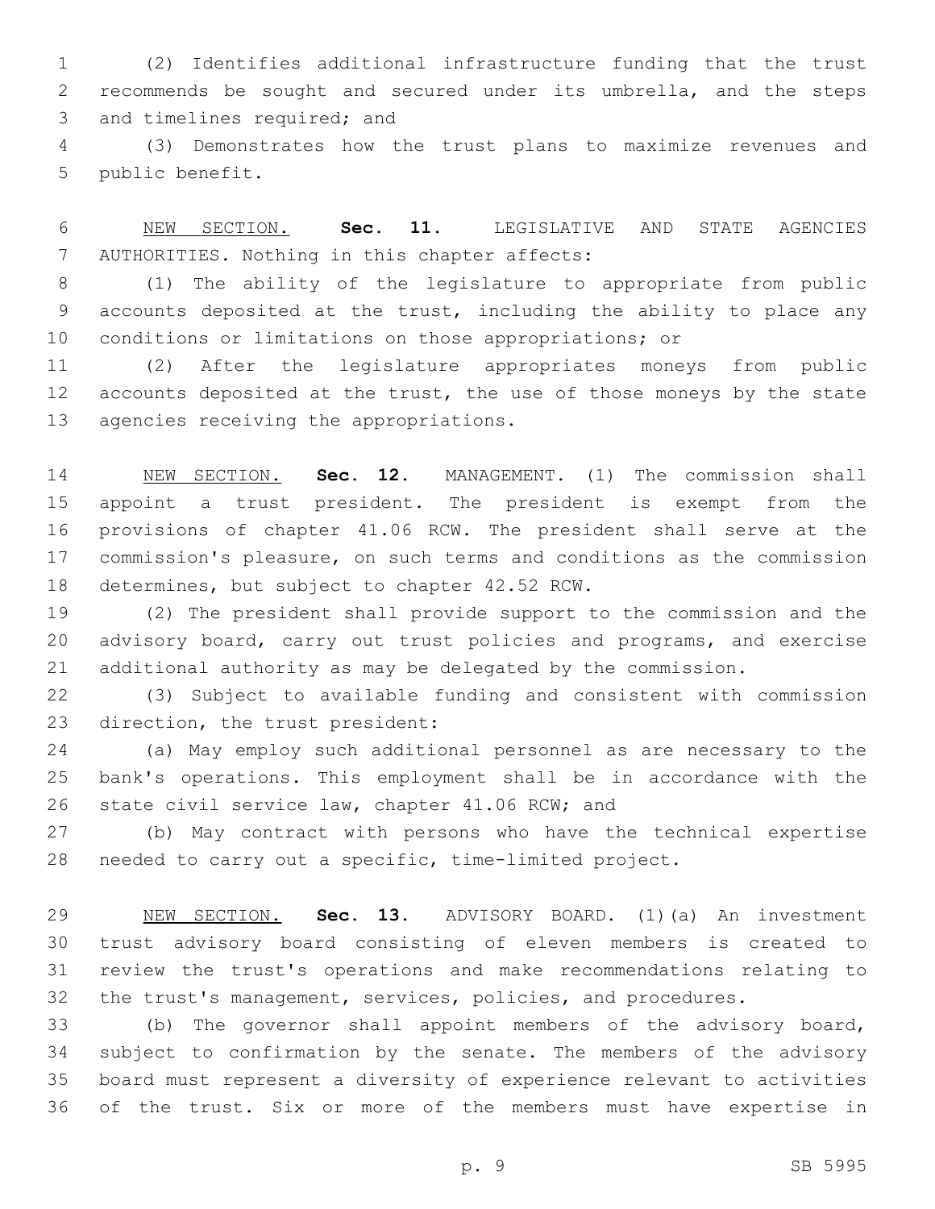(2) Identifies additional infrastructure funding that the trust recommends be sought and secured under its umbrella, and the steps and timelines required; and

(3) Demonstrates how the trust plans to maximize revenues and public benefit.

NEW SECTION. **Sec. 11.** LEGISLATIVE AND STATE AGENCIES AUTHORITIES. Nothing in this chapter affects:

(1) The ability of the legislature to appropriate from public accounts deposited at the trust, including the ability to place any conditions or limitations on those appropriations; or

(2) After the legislature appropriates moneys from public accounts deposited at the trust, the use of those moneys by the state agencies receiving the appropriations.

NEW SECTION. **Sec. 12.** MANAGEMENT. (1) The commission shall appoint a trust president. The president is exempt from the provisions of chapter 41.06 RCW. The president shall serve at the commission's pleasure, on such terms and conditions as the commission determines, but subject to chapter 42.52 RCW.

(2) The president shall provide support to the commission and the advisory board, carry out trust policies and programs, and exercise additional authority as may be delegated by the commission.

(3) Subject to available funding and consistent with commission direction, the trust president:

(a) May employ such additional personnel as are necessary to the bank's operations. This employment shall be in accordance with the state civil service law, chapter 41.06 RCW; and

(b) May contract with persons who have the technical expertise needed to carry out a specific, time-limited project.

NEW SECTION. **Sec. 13.** ADVISORY BOARD. (1)(a) An investment trust advisory board consisting of eleven members is created to review the trust's operations and make recommendations relating to the trust's management, services, policies, and procedures.

(b) The governor shall appoint members of the advisory board, subject to confirmation by the senate. The members of the advisory board must represent a diversity of experience relevant to activities of the trust. Six or more of the members must have expertise in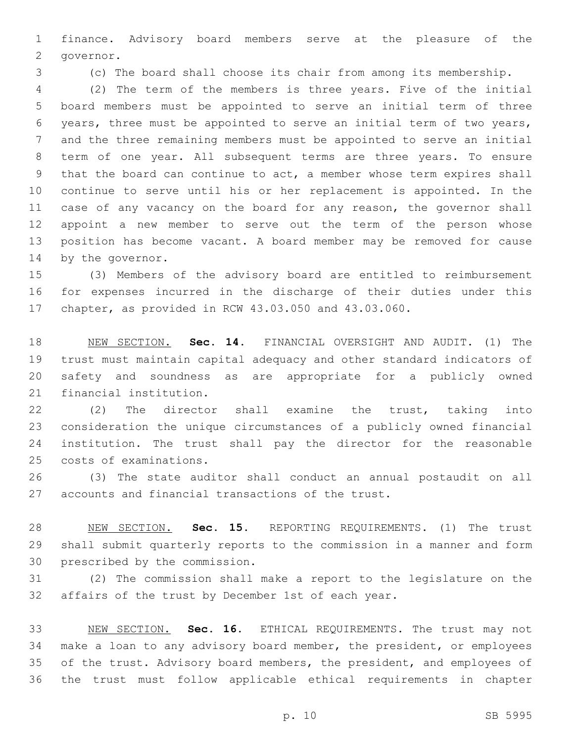finance. Advisory board members serve at the pleasure of the governor.

(c) The board shall choose its chair from among its membership.

(2) The term of the members is three years. Five of the initial board members must be appointed to serve an initial term of three years, three must be appointed to serve an initial term of two years, and the three remaining members must be appointed to serve an initial term of one year. All subsequent terms are three years. To ensure that the board can continue to act, a member whose term expires shall continue to serve until his or her replacement is appointed. In the case of any vacancy on the board for any reason, the governor shall appoint a new member to serve out the term of the person whose position has become vacant. A board member may be removed for cause by the governor.

(3) Members of the advisory board are entitled to reimbursement for expenses incurred in the discharge of their duties under this chapter, as provided in RCW 43.03.050 and 43.03.060.

NEW SECTION. **Sec. 14.** FINANCIAL OVERSIGHT AND AUDIT. (1) The trust must maintain capital adequacy and other standard indicators of safety and soundness as are appropriate for a publicly owned financial institution.

(2) The director shall examine the trust, taking into consideration the unique circumstances of a publicly owned financial institution. The trust shall pay the director for the reasonable costs of examinations.

(3) The state auditor shall conduct an annual postaudit on all accounts and financial transactions of the trust.

NEW SECTION. **Sec. 15.** REPORTING REQUIREMENTS. (1) The trust shall submit quarterly reports to the commission in a manner and form prescribed by the commission.

(2) The commission shall make a report to the legislature on the affairs of the trust by December 1st of each year.

NEW SECTION. **Sec. 16.** ETHICAL REQUIREMENTS. The trust may not make a loan to any advisory board member, the president, or employees of the trust. Advisory board members, the president, and employees of the trust must follow applicable ethical requirements in chapter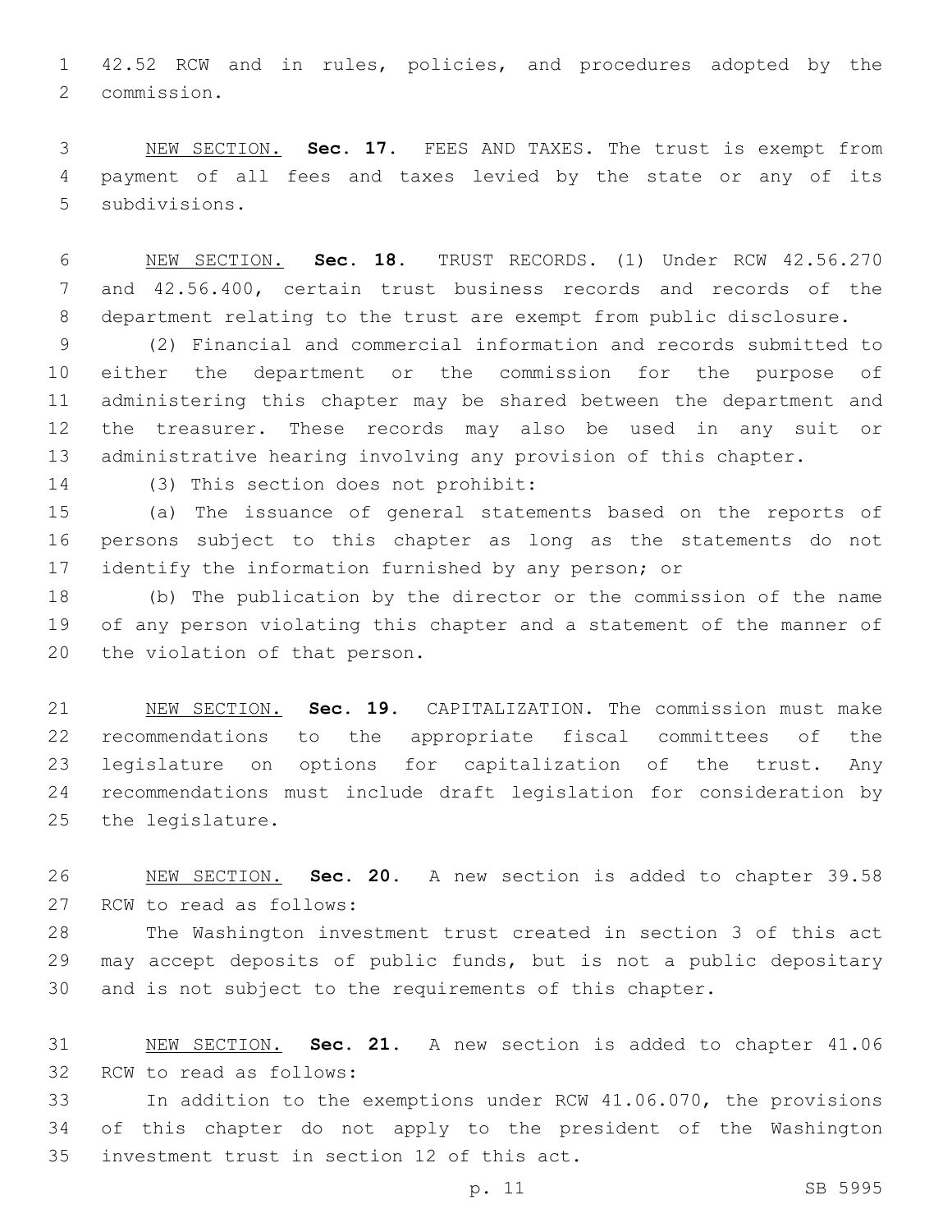42.52 RCW and in rules, policies, and procedures adopted by the commission.

NEW SECTION. **Sec. 17.** FEES AND TAXES. The trust is exempt from payment of all fees and taxes levied by the state or any of its subdivisions.

NEW SECTION. **Sec. 18.** TRUST RECORDS. (1) Under RCW 42.56.270 and 42.56.400, certain trust business records and records of the department relating to the trust are exempt from public disclosure.

(2) Financial and commercial information and records submitted to either the department or the commission for the purpose of administering this chapter may be shared between the department and the treasurer. These records may also be used in any suit or administrative hearing involving any provision of this chapter.

(3) This section does not prohibit:

(a) The issuance of general statements based on the reports of persons subject to this chapter as long as the statements do not identify the information furnished by any person; or

(b) The publication by the director or the commission of the name of any person violating this chapter and a statement of the manner of the violation of that person.

NEW SECTION. **Sec. 19.** CAPITALIZATION. The commission must make recommendations to the appropriate fiscal committees of the legislature on options for capitalization of the trust. Any recommendations must include draft legislation for consideration by the legislature.

NEW SECTION. **Sec. 20.** A new section is added to chapter 39.58 RCW to read as follows:

The Washington investment trust created in section 3 of this act may accept deposits of public funds, but is not a public depositary and is not subject to the requirements of this chapter.

NEW SECTION. **Sec. 21.** A new section is added to chapter 41.06 RCW to read as follows:

In addition to the exemptions under RCW 41.06.070, the provisions of this chapter do not apply to the president of the Washington investment trust in section 12 of this act.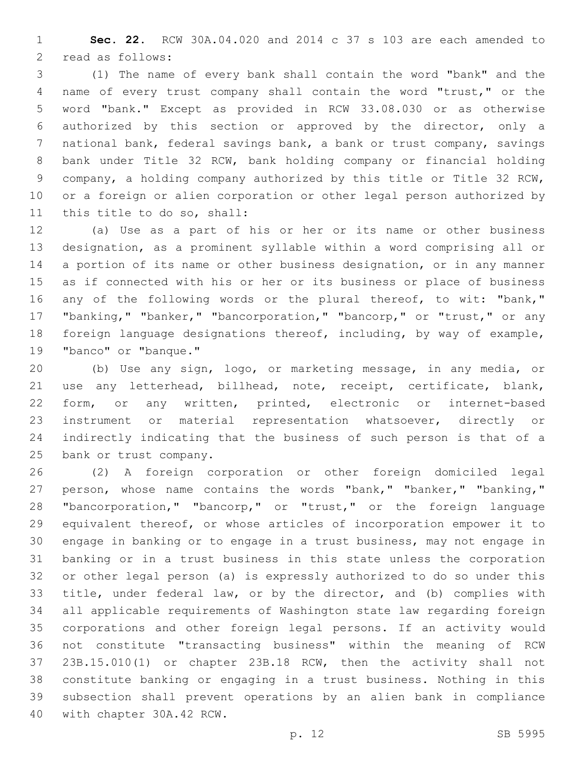**Sec. 22.** RCW 30A.04.020 and 2014 c 37 s 103 are each amended to read as follows:

(1) The name of every bank shall contain the word "bank" and the name of every trust company shall contain the word "trust," or the word "bank." Except as provided in RCW 33.08.030 or as otherwise authorized by this section or approved by the director, only a national bank, federal savings bank, a bank or trust company, savings bank under Title 32 RCW, bank holding company or financial holding company, a holding company authorized by this title or Title 32 RCW, or a foreign or alien corporation or other legal person authorized by this title to do so, shall:

(a) Use as a part of his or her or its name or other business designation, as a prominent syllable within a word comprising all or a portion of its name or other business designation, or in any manner as if connected with his or her or its business or place of business any of the following words or the plural thereof, to wit: "bank," "banking," "banker," "bancorporation," "bancorp," or "trust," or any foreign language designations thereof, including, by way of example, "banco" or "banque."

(b) Use any sign, logo, or marketing message, in any media, or use any letterhead, billhead, note, receipt, certificate, blank, form, or any written, printed, electronic or internet-based instrument or material representation whatsoever, directly or indirectly indicating that the business of such person is that of a bank or trust company.

(2) A foreign corporation or other foreign domiciled legal person, whose name contains the words "bank," "banker," "banking," "bancorporation," "bancorp," or "trust," or the foreign language equivalent thereof, or whose articles of incorporation empower it to engage in banking or to engage in a trust business, may not engage in banking or in a trust business in this state unless the corporation or other legal person (a) is expressly authorized to do so under this title, under federal law, or by the director, and (b) complies with all applicable requirements of Washington state law regarding foreign corporations and other foreign legal persons. If an activity would not constitute "transacting business" within the meaning of RCW 23B.15.010(1) or chapter 23B.18 RCW, then the activity shall not constitute banking or engaging in a trust business. Nothing in this subsection shall prevent operations by an alien bank in compliance with chapter 30A.42 RCW.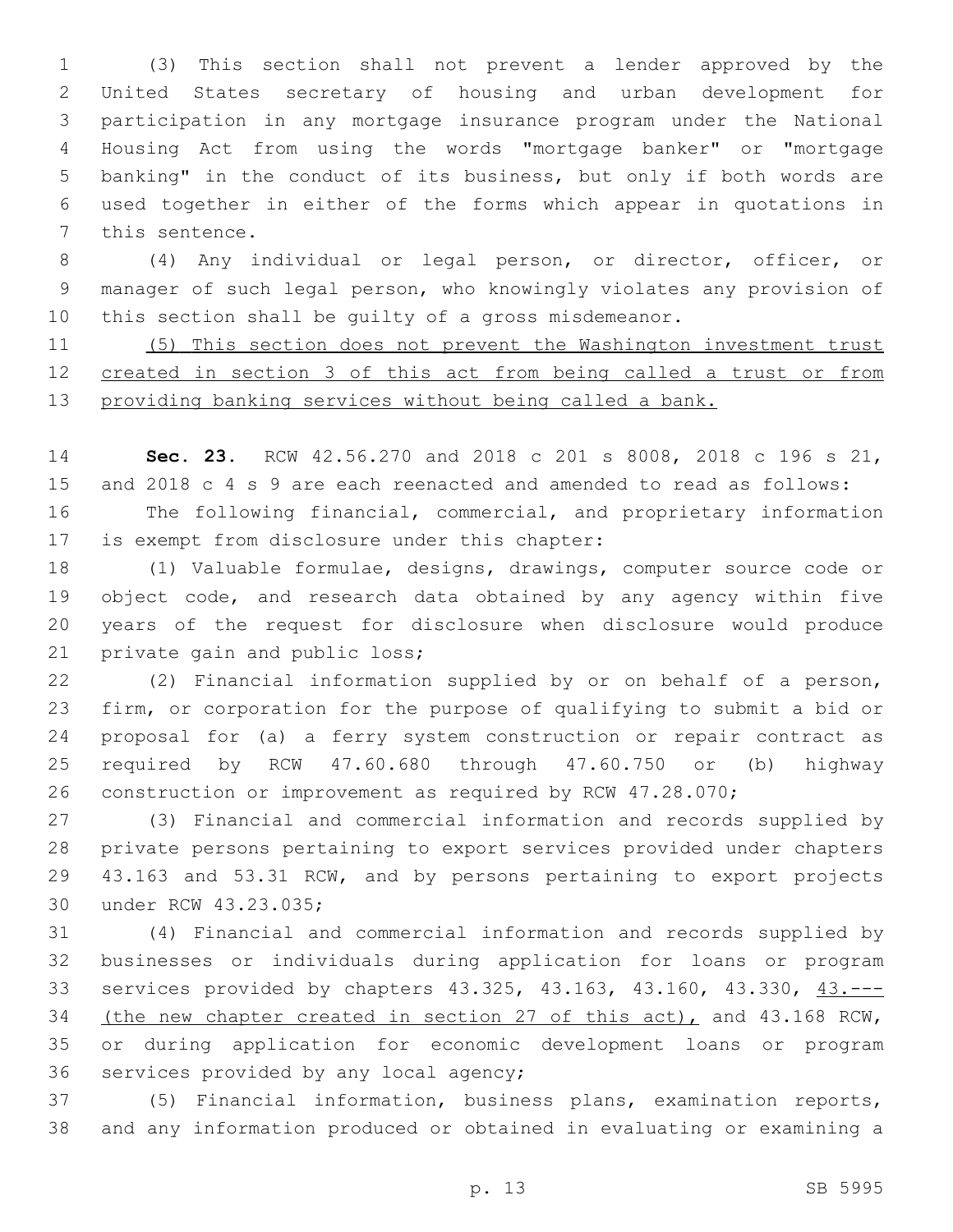(3) This section shall not prevent a lender approved by the United States secretary of housing and urban development for participation in any mortgage insurance program under the National Housing Act from using the words "mortgage banker" or "mortgage banking" in the conduct of its business, but only if both words are used together in either of the forms which appear in quotations in this sentence.

(4) Any individual or legal person, or director, officer, or manager of such legal person, who knowingly violates any provision of this section shall be guilty of a gross misdemeanor.

<u>(5) This section does not prevent the Washington investment trust created in section 3 of this act from being called a trust or from providing banking services without being called a bank.</u>

**Sec. 23.** RCW 42.56.270 and 2018 c 201 s 8008, 2018 c 196 s 21, and 2018 c 4 s 9 are each reenacted and amended to read as follows:

The following financial, commercial, and proprietary information is exempt from disclosure under this chapter:

(1) Valuable formulae, designs, drawings, computer source code or object code, and research data obtained by any agency within five years of the request for disclosure when disclosure would produce private gain and public loss;

(2) Financial information supplied by or on behalf of a person, firm, or corporation for the purpose of qualifying to submit a bid or proposal for (a) a ferry system construction or repair contract as required by RCW 47.60.680 through 47.60.750 or (b) highway construction or improvement as required by RCW 47.28.070;

(3) Financial and commercial information and records supplied by private persons pertaining to export services provided under chapters 43.163 and 53.31 RCW, and by persons pertaining to export projects under RCW 43.23.035;

(4) Financial and commercial information and records supplied by businesses or individuals during application for loans or program services provided by chapters 43.325, 43.163, 43.160, 43.330, <u>43.--- (the new chapter created in section 27 of this act),</u> and 43.168 RCW, or during application for economic development loans or program services provided by any local agency;

(5) Financial information, business plans, examination reports, and any information produced or obtained in evaluating or examining a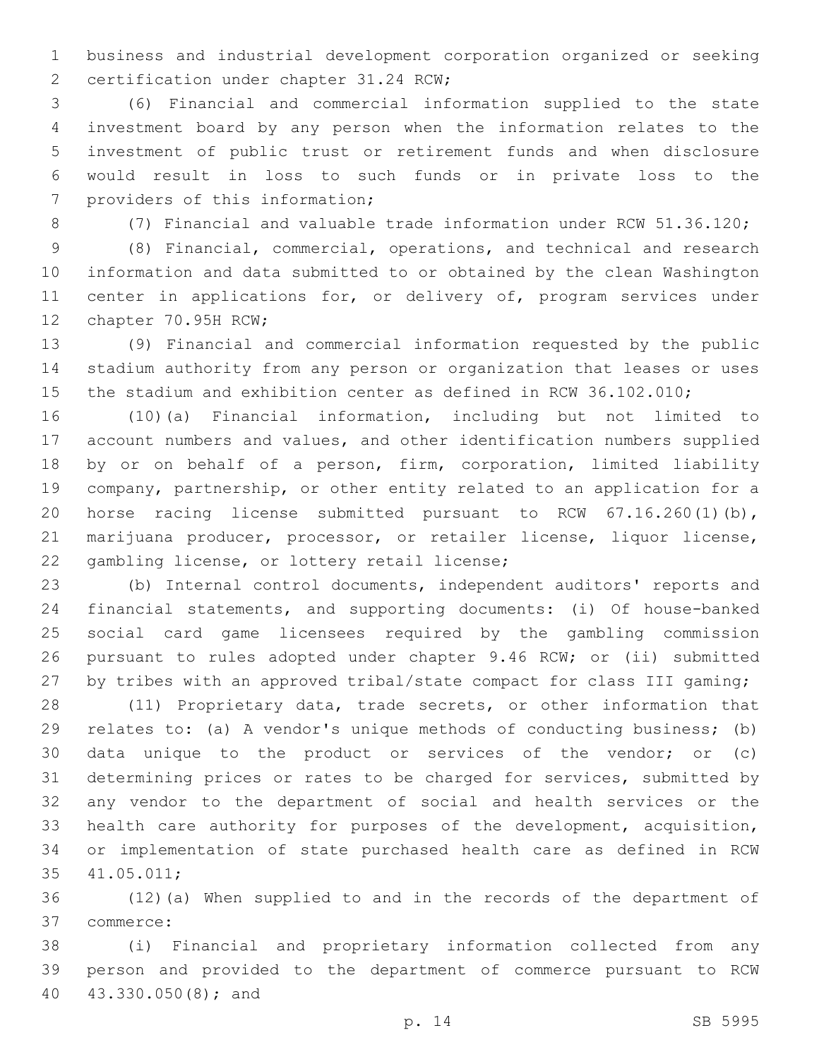business and industrial development corporation organized or seeking certification under chapter 31.24 RCW;

(6) Financial and commercial information supplied to the state investment board by any person when the information relates to the investment of public trust or retirement funds and when disclosure would result in loss to such funds or in private loss to the providers of this information;

(7) Financial and valuable trade information under RCW 51.36.120;

(8) Financial, commercial, operations, and technical and research information and data submitted to or obtained by the clean Washington center in applications for, or delivery of, program services under chapter 70.95H RCW;

(9) Financial and commercial information requested by the public stadium authority from any person or organization that leases or uses the stadium and exhibition center as defined in RCW 36.102.010;

(10)(a) Financial information, including but not limited to account numbers and values, and other identification numbers supplied by or on behalf of a person, firm, corporation, limited liability company, partnership, or other entity related to an application for a horse racing license submitted pursuant to RCW 67.16.260(1)(b), marijuana producer, processor, or retailer license, liquor license, gambling license, or lottery retail license;

(b) Internal control documents, independent auditors' reports and financial statements, and supporting documents: (i) Of house-banked social card game licensees required by the gambling commission pursuant to rules adopted under chapter 9.46 RCW; or (ii) submitted by tribes with an approved tribal/state compact for class III gaming;

(11) Proprietary data, trade secrets, or other information that relates to: (a) A vendor's unique methods of conducting business; (b) data unique to the product or services of the vendor; or (c) determining prices or rates to be charged for services, submitted by any vendor to the department of social and health services or the health care authority for purposes of the development, acquisition, or implementation of state purchased health care as defined in RCW 41.05.011;

(12)(a) When supplied to and in the records of the department of commerce:

(i) Financial and proprietary information collected from any person and provided to the department of commerce pursuant to RCW 43.330.050(8); and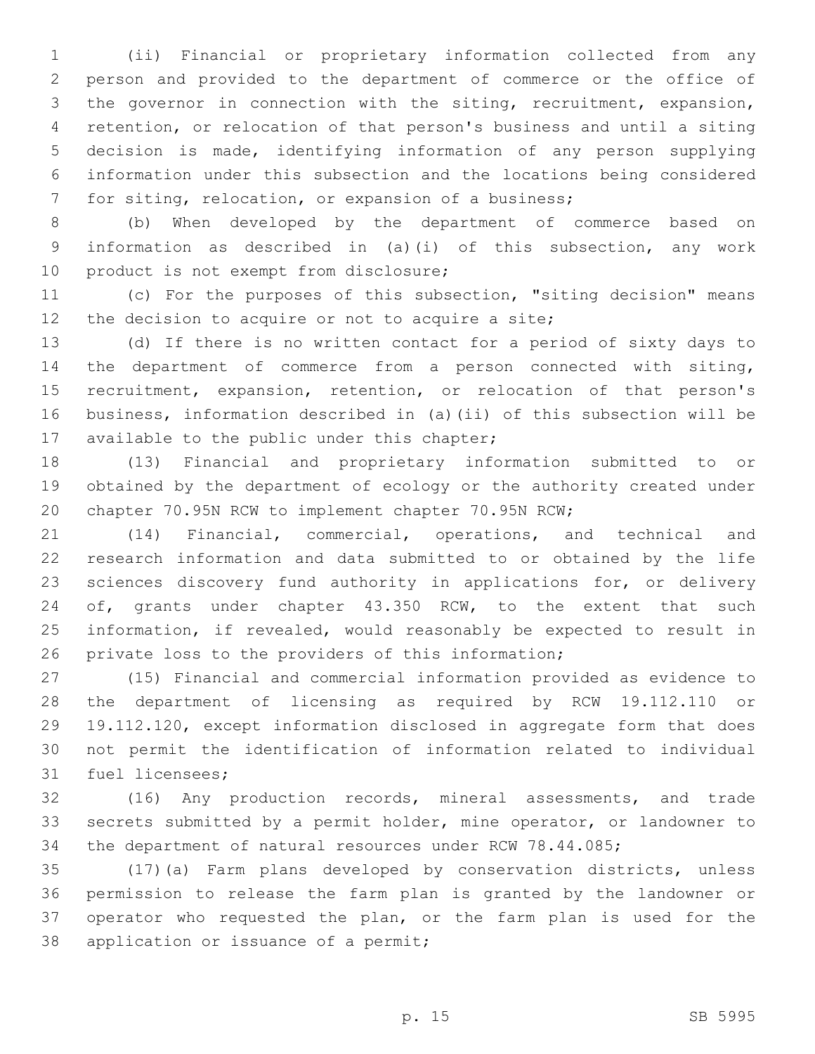(ii) Financial or proprietary information collected from any person and provided to the department of commerce or the office of the governor in connection with the siting, recruitment, expansion, retention, or relocation of that person's business and until a siting decision is made, identifying information of any person supplying information under this subsection and the locations being considered for siting, relocation, or expansion of a business;

(b) When developed by the department of commerce based on information as described in (a)(i) of this subsection, any work product is not exempt from disclosure;

(c) For the purposes of this subsection, "siting decision" means the decision to acquire or not to acquire a site;

(d) If there is no written contact for a period of sixty days to the department of commerce from a person connected with siting, recruitment, expansion, retention, or relocation of that person's business, information described in (a)(ii) of this subsection will be available to the public under this chapter;

(13) Financial and proprietary information submitted to or obtained by the department of ecology or the authority created under chapter 70.95N RCW to implement chapter 70.95N RCW;

(14) Financial, commercial, operations, and technical and research information and data submitted to or obtained by the life sciences discovery fund authority in applications for, or delivery of, grants under chapter 43.350 RCW, to the extent that such information, if revealed, would reasonably be expected to result in private loss to the providers of this information;

(15) Financial and commercial information provided as evidence to the department of licensing as required by RCW 19.112.110 or 19.112.120, except information disclosed in aggregate form that does not permit the identification of information related to individual fuel licensees;

(16) Any production records, mineral assessments, and trade secrets submitted by a permit holder, mine operator, or landowner to the department of natural resources under RCW 78.44.085;

(17)(a) Farm plans developed by conservation districts, unless permission to release the farm plan is granted by the landowner or operator who requested the plan, or the farm plan is used for the application or issuance of a permit;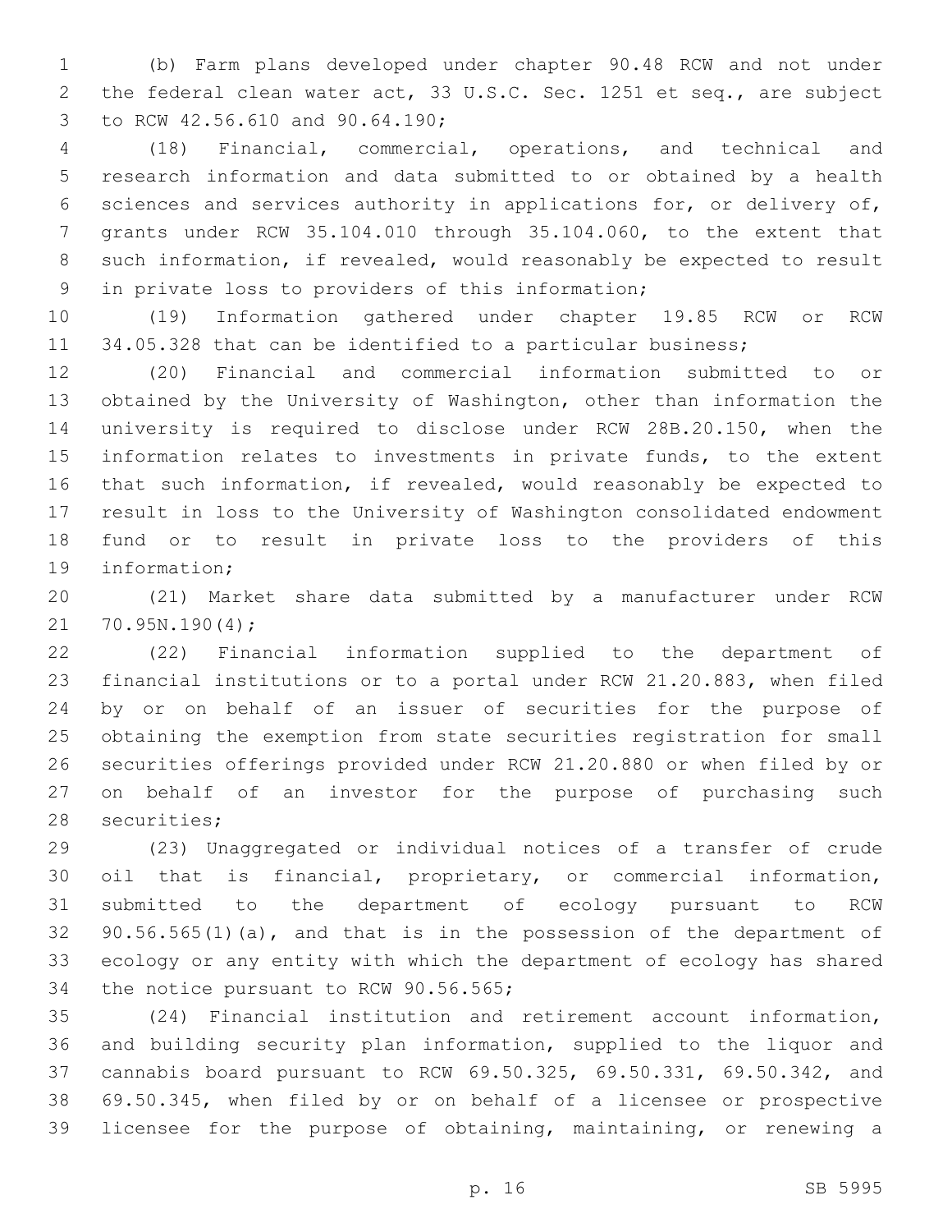(b) Farm plans developed under chapter 90.48 RCW and not under the federal clean water act, 33 U.S.C. Sec. 1251 et seq., are subject to RCW 42.56.610 and 90.64.190;

(18) Financial, commercial, operations, and technical and research information and data submitted to or obtained by a health sciences and services authority in applications for, or delivery of, grants under RCW 35.104.010 through 35.104.060, to the extent that such information, if revealed, would reasonably be expected to result in private loss to providers of this information;

(19) Information gathered under chapter 19.85 RCW or RCW 34.05.328 that can be identified to a particular business;

(20) Financial and commercial information submitted to or obtained by the University of Washington, other than information the university is required to disclose under RCW 28B.20.150, when the information relates to investments in private funds, to the extent that such information, if revealed, would reasonably be expected to result in loss to the University of Washington consolidated endowment fund or to result in private loss to the providers of this information;

(21) Market share data submitted by a manufacturer under RCW 70.95N.190(4);

(22) Financial information supplied to the department of financial institutions or to a portal under RCW 21.20.883, when filed by or on behalf of an issuer of securities for the purpose of obtaining the exemption from state securities registration for small securities offerings provided under RCW 21.20.880 or when filed by or on behalf of an investor for the purpose of purchasing such securities;

(23) Unaggregated or individual notices of a transfer of crude oil that is financial, proprietary, or commercial information, submitted to the department of ecology pursuant to RCW 90.56.565(1)(a), and that is in the possession of the department of ecology or any entity with which the department of ecology has shared the notice pursuant to RCW 90.56.565;

(24) Financial institution and retirement account information, and building security plan information, supplied to the liquor and cannabis board pursuant to RCW 69.50.325, 69.50.331, 69.50.342, and 69.50.345, when filed by or on behalf of a licensee or prospective licensee for the purpose of obtaining, maintaining, or renewing a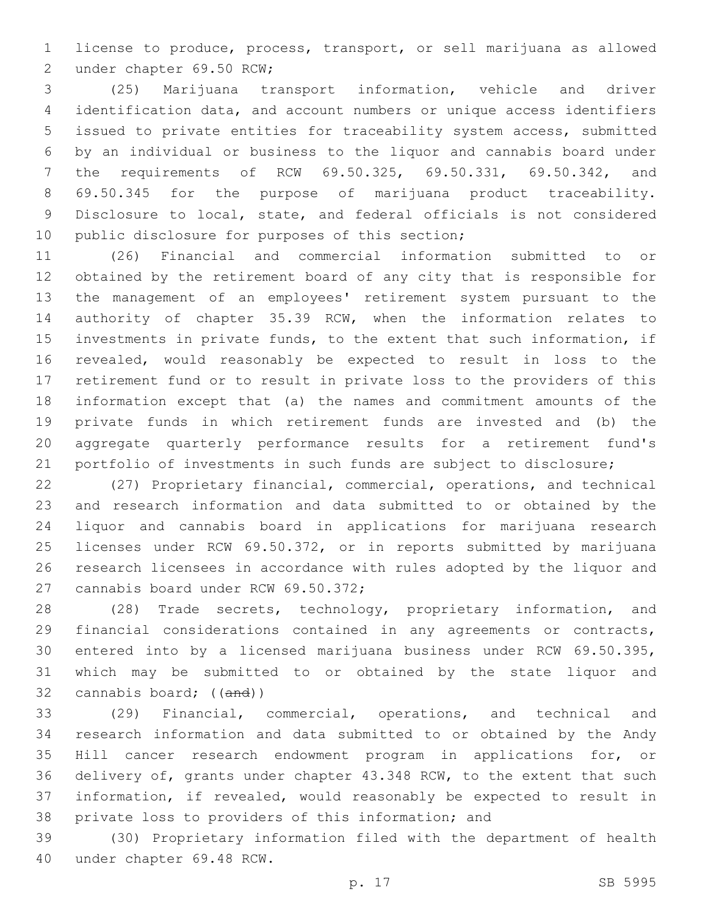license to produce, process, transport, or sell marijuana as allowed under chapter 69.50 RCW;

(25) Marijuana transport information, vehicle and driver identification data, and account numbers or unique access identifiers issued to private entities for traceability system access, submitted by an individual or business to the liquor and cannabis board under the requirements of RCW 69.50.325, 69.50.331, 69.50.342, and 69.50.345 for the purpose of marijuana product traceability. Disclosure to local, state, and federal officials is not considered public disclosure for purposes of this section;

(26) Financial and commercial information submitted to or obtained by the retirement board of any city that is responsible for the management of an employees' retirement system pursuant to the authority of chapter 35.39 RCW, when the information relates to investments in private funds, to the extent that such information, if revealed, would reasonably be expected to result in loss to the retirement fund or to result in private loss to the providers of this information except that (a) the names and commitment amounts of the private funds in which retirement funds are invested and (b) the aggregate quarterly performance results for a retirement fund's portfolio of investments in such funds are subject to disclosure;

(27) Proprietary financial, commercial, operations, and technical and research information and data submitted to or obtained by the liquor and cannabis board in applications for marijuana research licenses under RCW 69.50.372, or in reports submitted by marijuana research licensees in accordance with rules adopted by the liquor and cannabis board under RCW 69.50.372;

(28) Trade secrets, technology, proprietary information, and financial considerations contained in any agreements or contracts, entered into by a licensed marijuana business under RCW 69.50.395, which may be submitted to or obtained by the state liquor and cannabis board; ((~~and~~))

(29) Financial, commercial, operations, and technical and research information and data submitted to or obtained by the Andy Hill cancer research endowment program in applications for, or delivery of, grants under chapter 43.348 RCW, to the extent that such information, if revealed, would reasonably be expected to result in private loss to providers of this information; and

(30) Proprietary information filed with the department of health under chapter 69.48 RCW.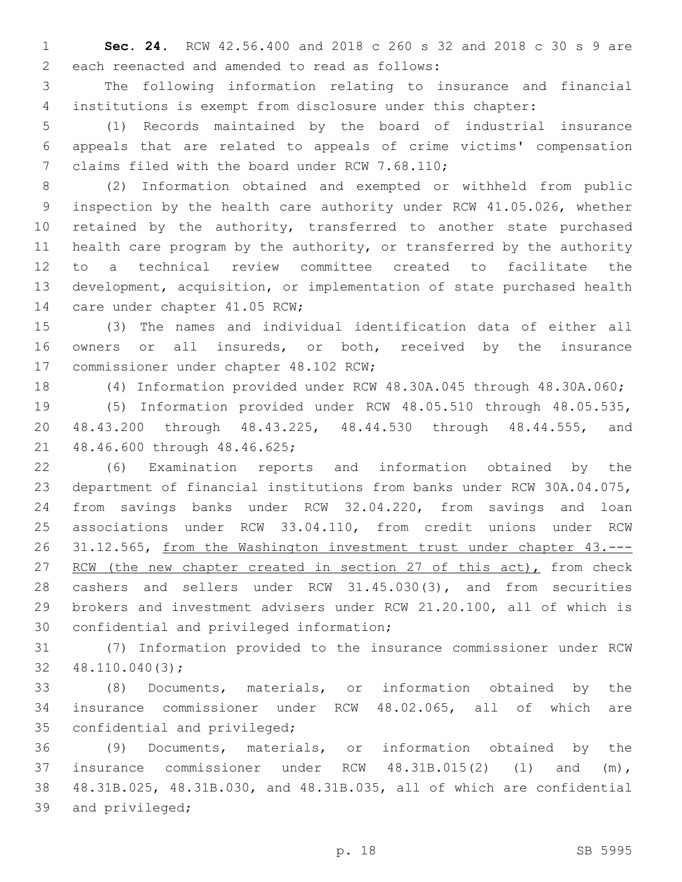**Sec. 24.** RCW 42.56.400 and 2018 c 260 s 32 and 2018 c 30 s 9 are each reenacted and amended to read as follows:

The following information relating to insurance and financial institutions is exempt from disclosure under this chapter:

(1) Records maintained by the board of industrial insurance appeals that are related to appeals of crime victims' compensation claims filed with the board under RCW 7.68.110;

(2) Information obtained and exempted or withheld from public inspection by the health care authority under RCW 41.05.026, whether retained by the authority, transferred to another state purchased health care program by the authority, or transferred by the authority to a technical review committee created to facilitate the development, acquisition, or implementation of state purchased health care under chapter 41.05 RCW;

(3) The names and individual identification data of either all owners or all insureds, or both, received by the insurance commissioner under chapter 48.102 RCW;

(4) Information provided under RCW 48.30A.045 through 48.30A.060;

(5) Information provided under RCW 48.05.510 through 48.05.535, 48.43.200 through 48.43.225, 48.44.530 through 48.44.555, and 48.46.600 through 48.46.625;

(6) Examination reports and information obtained by the department of financial institutions from banks under RCW 30A.04.075, from savings banks under RCW 32.04.220, from savings and loan associations under RCW 33.04.110, from credit unions under RCW 31.12.565, <u>from the Washington investment trust under chapter 43.--- RCW (the new chapter created in section 27 of this act),</u> from check cashers and sellers under RCW 31.45.030(3), and from securities brokers and investment advisers under RCW 21.20.100, all of which is confidential and privileged information;

(7) Information provided to the insurance commissioner under RCW 48.110.040(3);

(8) Documents, materials, or information obtained by the insurance commissioner under RCW 48.02.065, all of which are confidential and privileged;

(9) Documents, materials, or information obtained by the insurance commissioner under RCW 48.31B.015(2) (l) and (m), 48.31B.025, 48.31B.030, and 48.31B.035, all of which are confidential and privileged;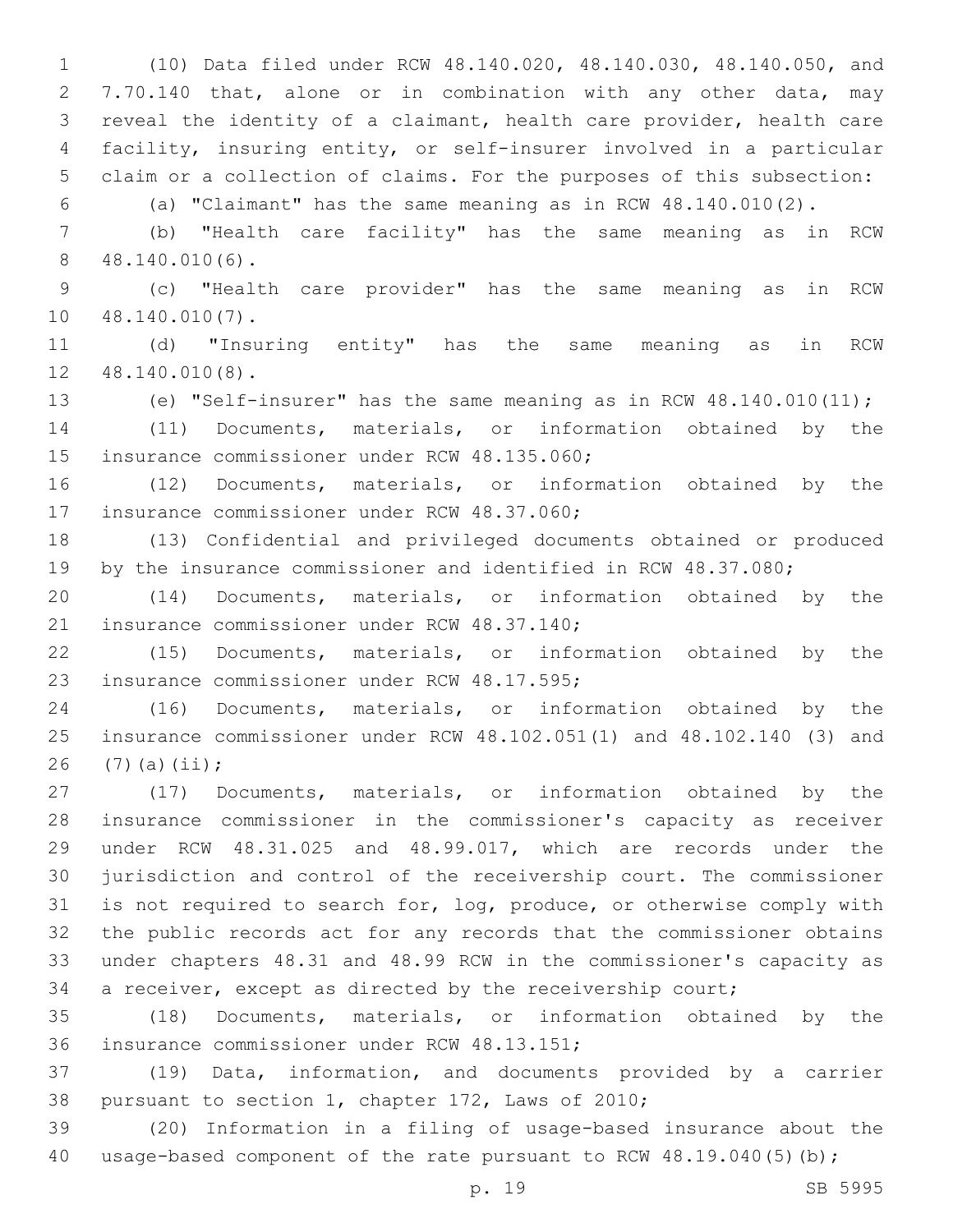(10) Data filed under RCW 48.140.020, 48.140.030, 48.140.050, and 7.70.140 that, alone or in combination with any other data, may reveal the identity of a claimant, health care provider, health care facility, insuring entity, or self-insurer involved in a particular claim or a collection of claims. For the purposes of this subsection:

(a) "Claimant" has the same meaning as in RCW 48.140.010(2).

(b) "Health care facility" has the same meaning as in RCW 48.140.010(6).

(c) "Health care provider" has the same meaning as in RCW 48.140.010(7).

(d) "Insuring entity" has the same meaning as in RCW 48.140.010(8).

(e) "Self-insurer" has the same meaning as in RCW 48.140.010(11);

(11) Documents, materials, or information obtained by the insurance commissioner under RCW 48.135.060;

(12) Documents, materials, or information obtained by the insurance commissioner under RCW 48.37.060;

(13) Confidential and privileged documents obtained or produced by the insurance commissioner and identified in RCW 48.37.080;

(14) Documents, materials, or information obtained by the insurance commissioner under RCW 48.37.140;

(15) Documents, materials, or information obtained by the insurance commissioner under RCW 48.17.595;

(16) Documents, materials, or information obtained by the insurance commissioner under RCW 48.102.051(1) and 48.102.140 (3) and (7)(a)(ii);

(17) Documents, materials, or information obtained by the insurance commissioner in the commissioner's capacity as receiver under RCW 48.31.025 and 48.99.017, which are records under the jurisdiction and control of the receivership court. The commissioner is not required to search for, log, produce, or otherwise comply with the public records act for any records that the commissioner obtains under chapters 48.31 and 48.99 RCW in the commissioner's capacity as a receiver, except as directed by the receivership court;

(18) Documents, materials, or information obtained by the insurance commissioner under RCW 48.13.151;

(19) Data, information, and documents provided by a carrier pursuant to section 1, chapter 172, Laws of 2010;

(20) Information in a filing of usage-based insurance about the usage-based component of the rate pursuant to RCW 48.19.040(5)(b);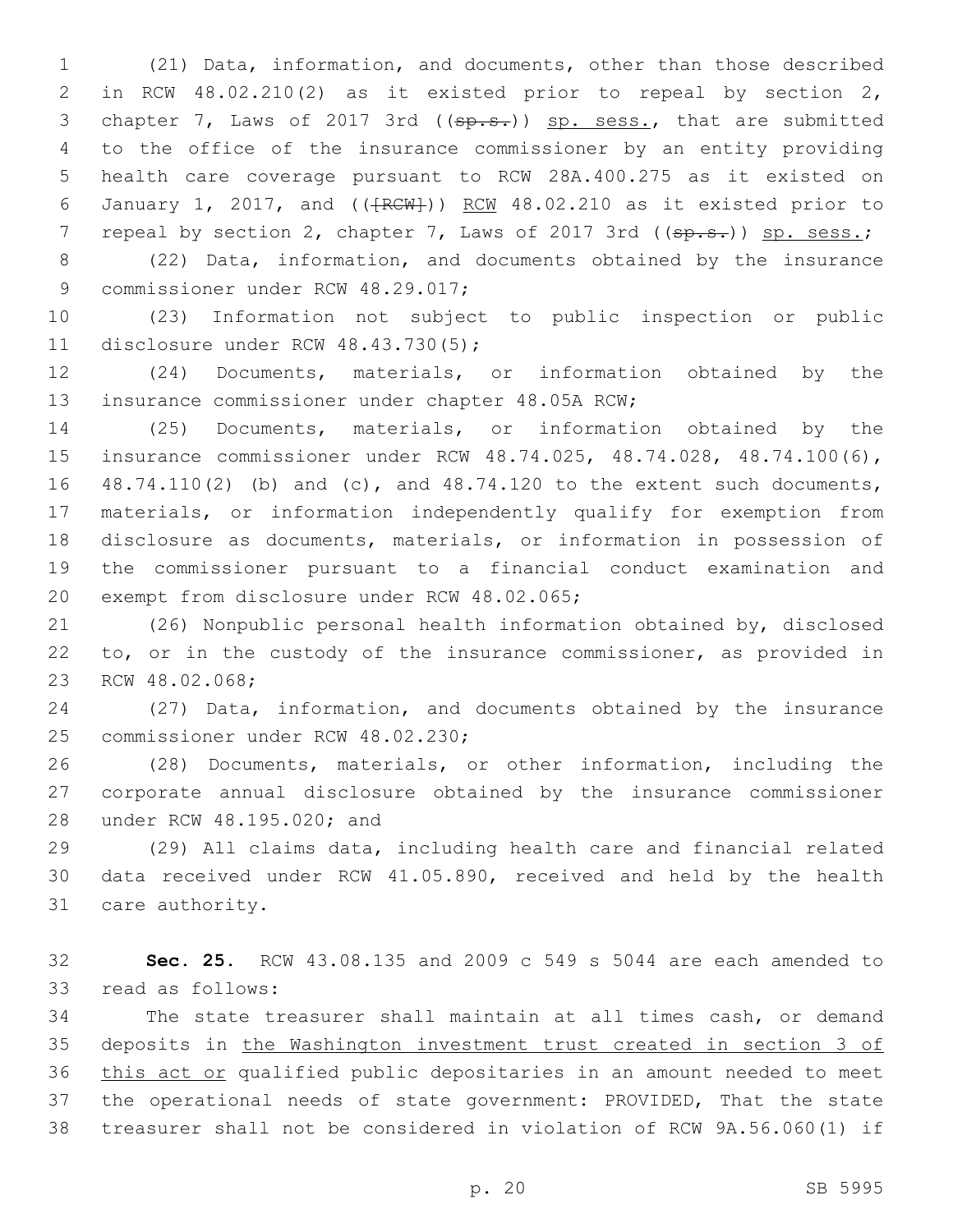(21) Data, information, and documents, other than those described in RCW 48.02.210(2) as it existed prior to repeal by section 2, chapter 7, Laws of 2017 3rd ((~~sp.s.~~)) <u>sp. sess.</u>, that are submitted to the office of the insurance commissioner by an entity providing health care coverage pursuant to RCW 28A.400.275 as it existed on January 1, 2017, and ((~~[RCW]~~)) <u>RCW</u> 48.02.210 as it existed prior to repeal by section 2, chapter 7, Laws of 2017 3rd ((~~sp.s.~~)) <u>sp. sess.</u>;

(22) Data, information, and documents obtained by the insurance commissioner under RCW 48.29.017;

(23) Information not subject to public inspection or public disclosure under RCW 48.43.730(5);

(24) Documents, materials, or information obtained by the insurance commissioner under chapter 48.05A RCW;

(25) Documents, materials, or information obtained by the insurance commissioner under RCW 48.74.025, 48.74.028, 48.74.100(6), 48.74.110(2) (b) and (c), and 48.74.120 to the extent such documents, materials, or information independently qualify for exemption from disclosure as documents, materials, or information in possession of the commissioner pursuant to a financial conduct examination and exempt from disclosure under RCW 48.02.065;

(26) Nonpublic personal health information obtained by, disclosed to, or in the custody of the insurance commissioner, as provided in RCW 48.02.068;

(27) Data, information, and documents obtained by the insurance commissioner under RCW 48.02.230;

(28) Documents, materials, or other information, including the corporate annual disclosure obtained by the insurance commissioner under RCW 48.195.020; and

(29) All claims data, including health care and financial related data received under RCW 41.05.890, received and held by the health care authority.

**Sec. 25.** RCW 43.08.135 and 2009 c 549 s 5044 are each amended to read as follows:

The state treasurer shall maintain at all times cash, or demand deposits in <u>the Washington investment trust created in section 3 of this act or</u> qualified public depositaries in an amount needed to meet the operational needs of state government: PROVIDED, That the state treasurer shall not be considered in violation of RCW 9A.56.060(1) if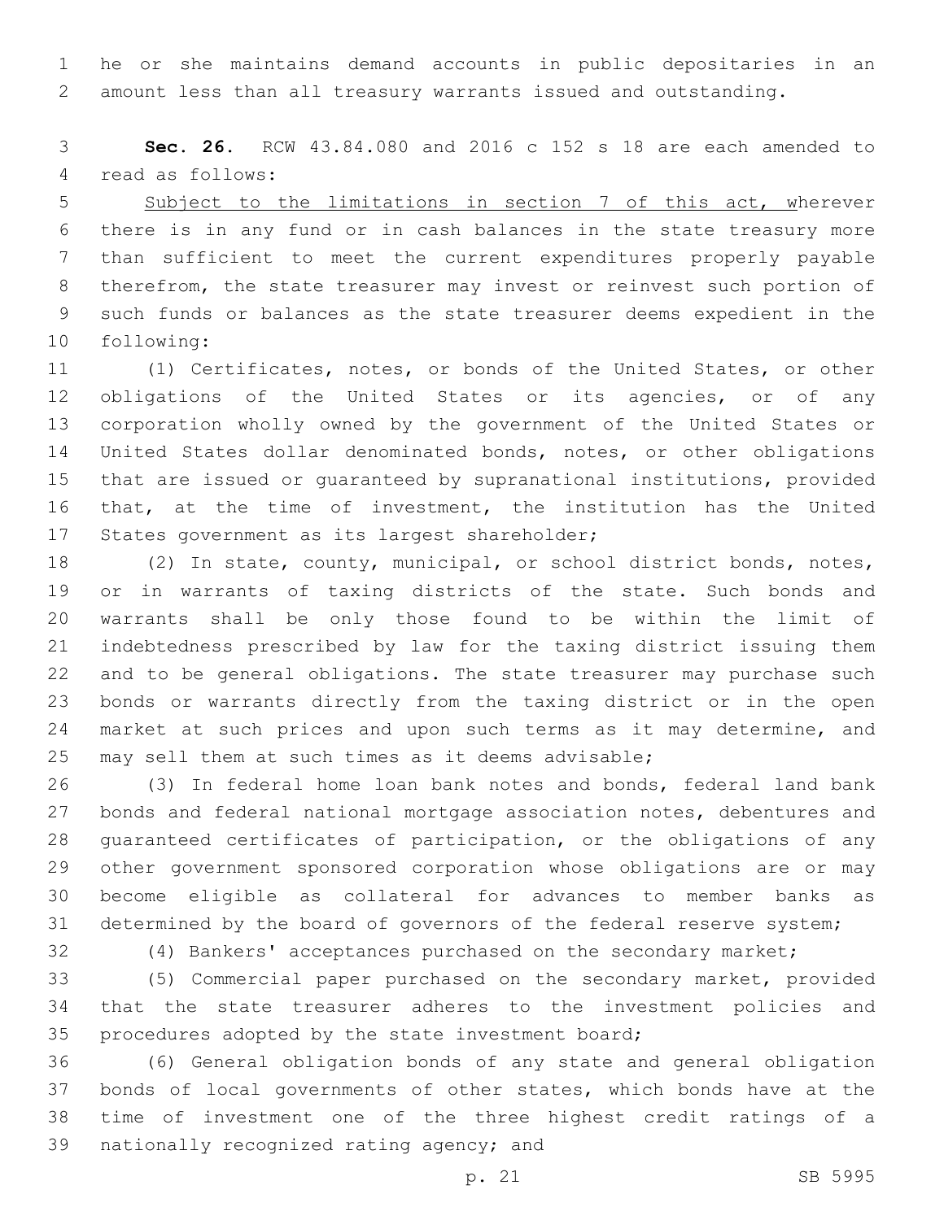he or she maintains demand accounts in public depositaries in an amount less than all treasury warrants issued and outstanding.

**Sec. 26.** RCW 43.84.080 and 2016 c 152 s 18 are each amended to read as follows:

Subject to the limitations in section 7 of this act, wherever there is in any fund or in cash balances in the state treasury more than sufficient to meet the current expenditures properly payable therefrom, the state treasurer may invest or reinvest such portion of such funds or balances as the state treasurer deems expedient in the following:

(1) Certificates, notes, or bonds of the United States, or other obligations of the United States or its agencies, or of any corporation wholly owned by the government of the United States or United States dollar denominated bonds, notes, or other obligations that are issued or guaranteed by supranational institutions, provided that, at the time of investment, the institution has the United States government as its largest shareholder;

(2) In state, county, municipal, or school district bonds, notes, or in warrants of taxing districts of the state. Such bonds and warrants shall be only those found to be within the limit of indebtedness prescribed by law for the taxing district issuing them and to be general obligations. The state treasurer may purchase such bonds or warrants directly from the taxing district or in the open market at such prices and upon such terms as it may determine, and may sell them at such times as it deems advisable;

(3) In federal home loan bank notes and bonds, federal land bank bonds and federal national mortgage association notes, debentures and guaranteed certificates of participation, or the obligations of any other government sponsored corporation whose obligations are or may become eligible as collateral for advances to member banks as determined by the board of governors of the federal reserve system;

(4) Bankers' acceptances purchased on the secondary market;

(5) Commercial paper purchased on the secondary market, provided that the state treasurer adheres to the investment policies and procedures adopted by the state investment board;

(6) General obligation bonds of any state and general obligation bonds of local governments of other states, which bonds have at the time of investment one of the three highest credit ratings of a nationally recognized rating agency; and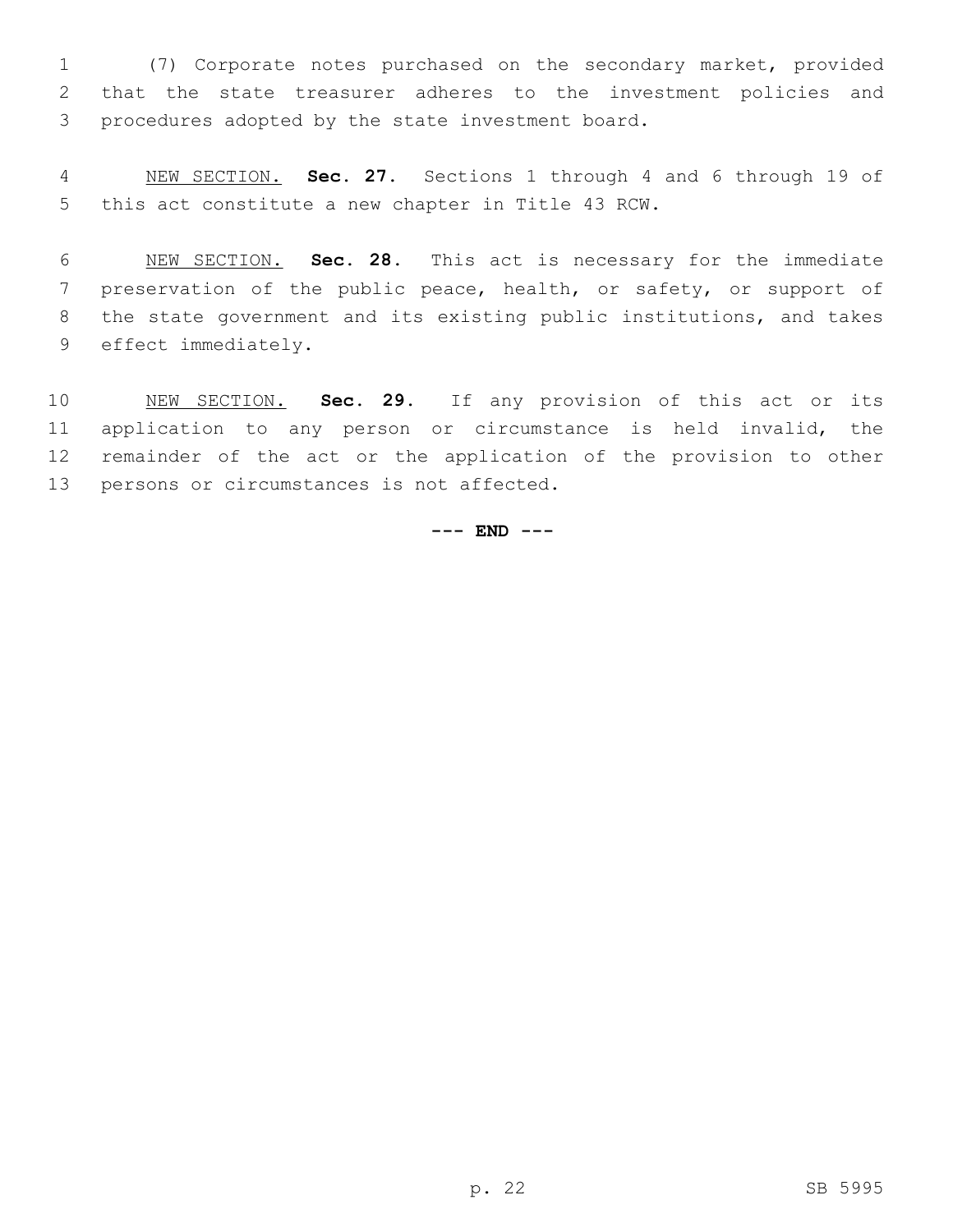(7) Corporate notes purchased on the secondary market, provided that the state treasurer adheres to the investment policies and procedures adopted by the state investment board.

NEW SECTION. **Sec. 27.** Sections 1 through 4 and 6 through 19 of this act constitute a new chapter in Title 43 RCW.

NEW SECTION. **Sec. 28.** This act is necessary for the immediate preservation of the public peace, health, or safety, or support of the state government and its existing public institutions, and takes effect immediately.

NEW SECTION. **Sec. 29.** If any provision of this act or its application to any person or circumstance is held invalid, the remainder of the act or the application of the provision to other persons or circumstances is not affected.

**--- END ---**